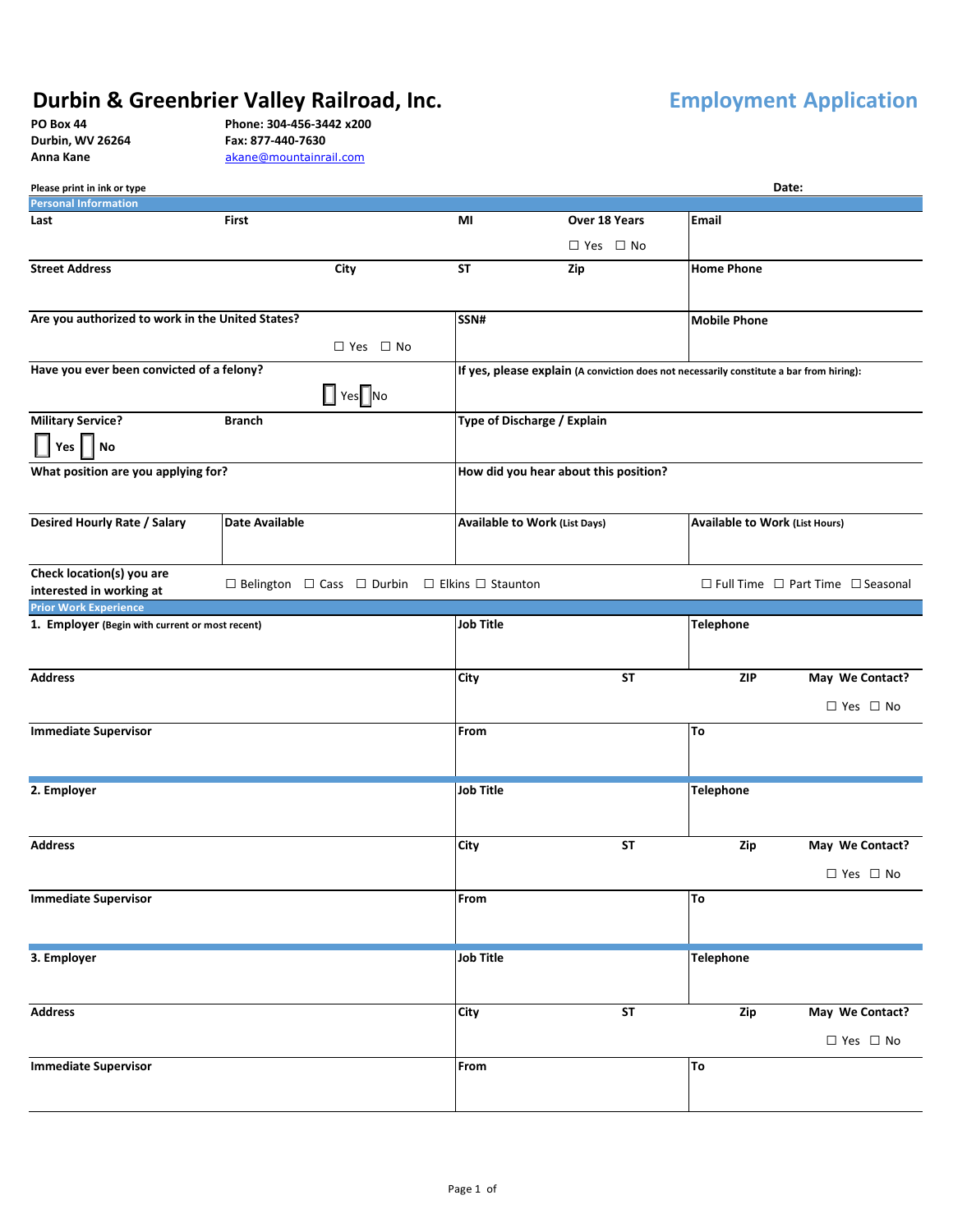# Durbin & Greenbrier Valley Railroad, Inc.

## Employment Application

PO Box 44
Durbin, WV 26264
Anna Kane

Phone: 304-456-3442 x200
Fax: 877-440-7630
akane@mountainrail.com

Please print in ink or type

Date:

### Personal Information

| Last | First | MI | Over 18 Years | Email |
|---|---|---|---|---|
| | | | ☐ Yes ☐ No | |

| Street Address | City | ST | Zip | Home Phone |
|---|---|---|---|---|
| | | | | |

| Are you authorized to work in the United States? | SSN# | Mobile Phone |
|---|---|---|
| ☐ Yes ☐ No | | |

| Have you ever been convicted of a felony? | If yes, please explain (A conviction does not necessarily constitute a bar from hiring): |
|---|---|
| ☐ Yes ☐ No | |

| Military Service? | Branch | Type of Discharge / Explain |
|---|---|---|
| ☐ Yes ☐ No | | |

| What position are you applying for? | How did you hear about this position? |
|---|---|
| | |

| Desired Hourly Rate / Salary | Date Available | Available to Work (List Days) | Available to Work (List Hours) |
|---|---|---|---|
| | | | |

Check location(s) you are interested in working at: ☐ Belington ☐ Cass ☐ Durbin ☐ Elkins ☐ Staunton ☐ Full Time ☐ Part Time ☐ Seasonal

### Prior Work Experience

| 1. Employer (Begin with current or most recent) | Job Title | Telephone |
|---|---|---|
| | | |

| Address | City | ST | ZIP | May We Contact? |
|---|---|---|---|---|
| | | | | ☐ Yes ☐ No |

| Immediate Supervisor | From | To |
|---|---|---|
| | | |

| 2. Employer | Job Title | Telephone |
|---|---|---|
| | | |

| Address | City | ST | Zip | May We Contact? |
|---|---|---|---|---|
| | | | | ☐ Yes ☐ No |

| Immediate Supervisor | From | To |
|---|---|---|
| | | |

| 3. Employer | Job Title | Telephone |
|---|---|---|
| | | |

| Address | City | ST | Zip | May We Contact? |
|---|---|---|---|---|
| | | | | ☐ Yes ☐ No |

| Immediate Supervisor | From | To |
|---|---|---|
| | | |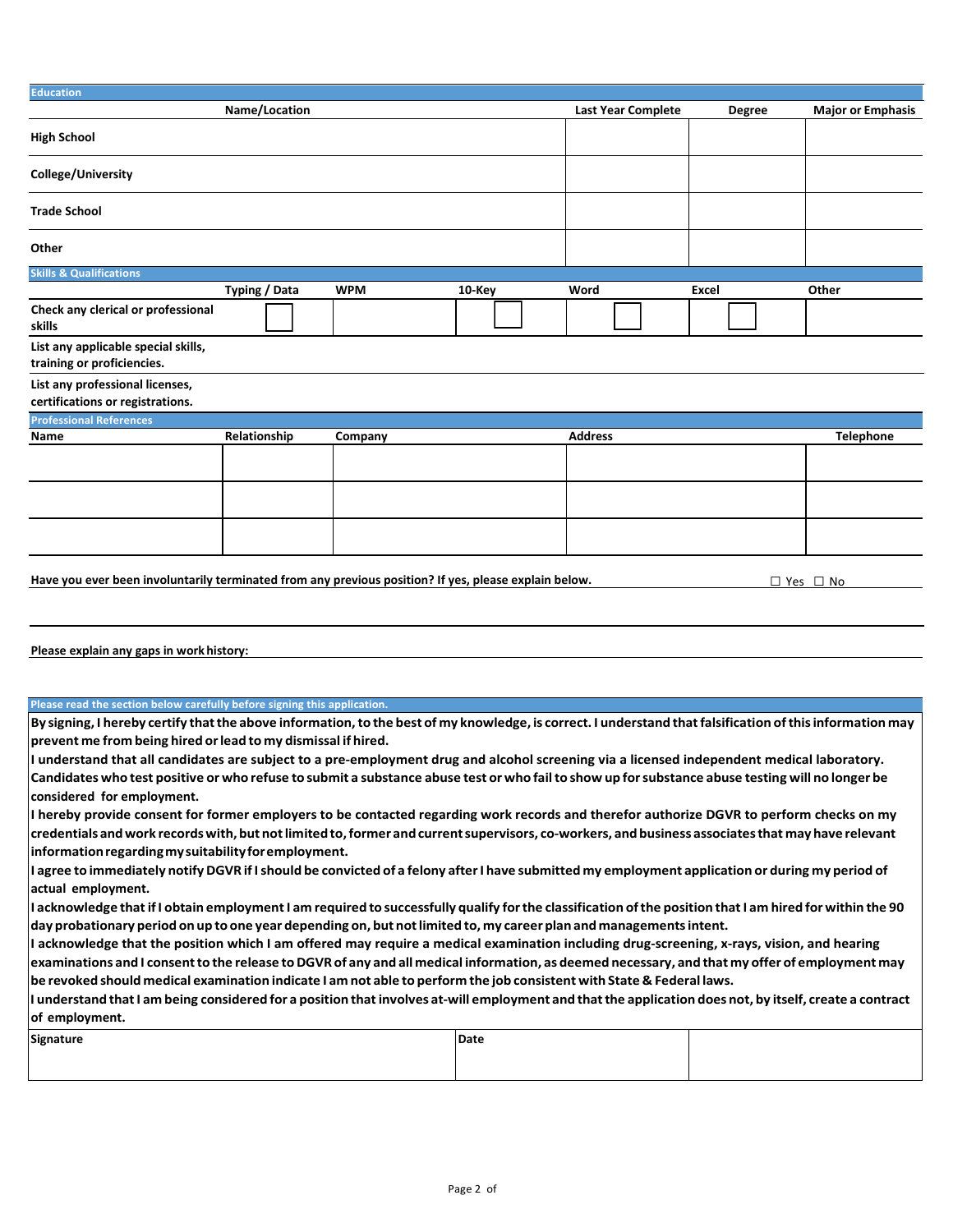## Education

| | Name/Location | Last Year Complete | Degree | Major or Emphasis |
|---|---|---|---|---|
| **High School** | | | | |
| **College/University** | | | | |
| **Trade School** | | | | |
| **Other** | | | | |

## Skills & Qualifications

| | Typing / Data | WPM | 10-Key | Word | Excel | Other |
|---|---|---|---|---|---|---|
| **Check any clerical or professional skills** | ☐ | | ☐ | ☐ | ☐ | |
| **List any applicable special skills, training or proficiencies.** | | | | | | |
| **List any professional licenses, certifications or registrations.** | | | | | | |

## Professional References

| Name | Relationship | Company | Address | Telephone |
|---|---|---|---|---|
| | | | | |
| | | | | |
| | | | | |

**Have you ever been involuntarily terminated from any previous position? If yes, please explain below.** ☐ Yes ☐ No

**Please explain any gaps in work history:**

## Please read the section below carefully before signing this application.

**By signing, I hereby certify that the above information, to the best of my knowledge, is correct. I understand that falsification of this information may prevent me from being hired or lead to my dismissal if hired.**

**I understand that all candidates are subject to a pre-employment drug and alcohol screening via a licensed independent medical laboratory. Candidates who test positive or who refuse to submit a substance abuse test or who fail to show up for substance abuse testing will no longer be considered for employment.**

**I hereby provide consent for former employers to be contacted regarding work records and therefor authorize DGVR to perform checks on my credentials and work records with, but not limited to, former and current supervisors, co-workers, and business associates that may have relevant information regarding my suitability for employment.**

**I agree to immediately notify DGVR if I should be convicted of a felony after I have submitted my employment application or during my period of actual employment.**

**I acknowledge that if I obtain employment I am required to successfully qualify for the classification of the position that I am hired for within the 90 day probationary period on up to one year depending on, but not limited to, my career plan and managements intent.**

**I acknowledge that the position which I am offered may require a medical examination including drug-screening, x-rays, vision, and hearing examinations and I consent to the release to DGVR of any and all medical information, as deemed necessary, and that my offer of employment may be revoked should medical examination indicate I am not able to perform the job consistent with State & Federal laws.**

**I understand that I am being considered for a position that involves at-will employment and that the application does not, by itself, create a contract of employment.**

| Signature | Date | |
|---|---|---|
| | | |